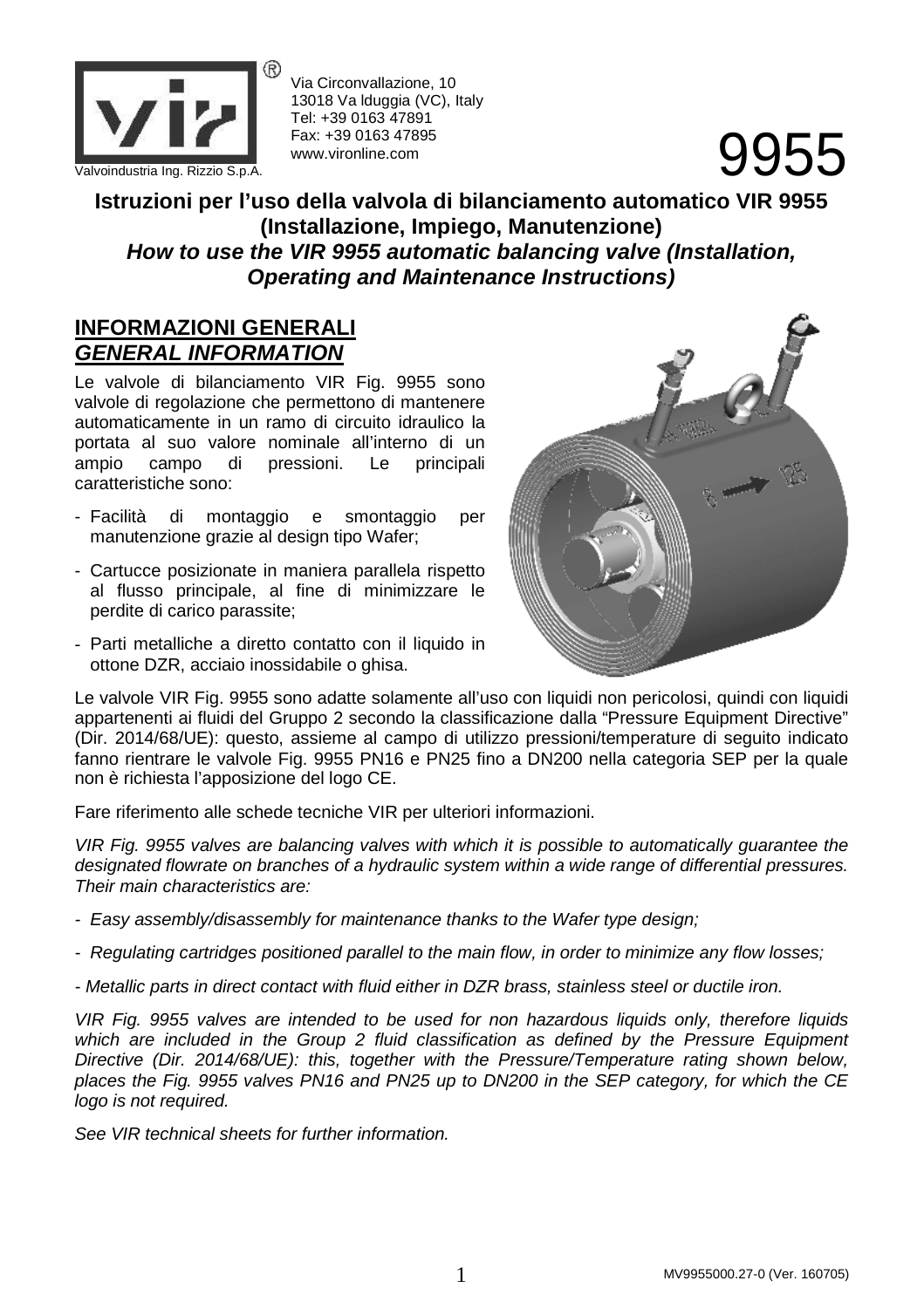Via Circonvallazione, 10
13018 Va lduggia (VC), Italy
Tel: +39 0163 47891
Fax: +39 0163 47895
www.vironline.com

Valvoindustria Ing. Rizzio S.p.A.

# 9955

## Istruzioni per l'uso della valvola di bilanciamento automatico VIR 9955 (Installazione, Impiego, Manutenzione)

## *How to use the VIR 9955 automatic balancing valve (Installation, Operating and Maintenance Instructions)*

### INFORMAZIONI GENERALI
### *GENERAL INFORMATION*

Le valvole di bilanciamento VIR Fig. 9955 sono valvole di regolazione che permettono di mantenere automaticamente in un ramo di circuito idraulico la portata al suo valore nominale all'interno di un ampio campo di pressioni. Le principali caratteristiche sono:

- Facilità di montaggio e smontaggio per manutenzione grazie al design tipo Wafer;
- Cartucce posizionate in maniera parallela rispetto al flusso principale, al fine di minimizzare le perdite di carico parassite;
- Parti metalliche a diretto contatto con il liquido in ottone DZR, acciaio inossidabile o ghisa.

Le valvole VIR Fig. 9955 sono adatte solamente all'uso con liquidi non pericolosi, quindi con liquidi appartenenti ai fluidi del Gruppo 2 secondo la classificazione dalla "Pressure Equipment Directive" (Dir. 2014/68/UE): questo, assieme al campo di utilizzo pressioni/temperature di seguito indicato fanno rientrare le valvole Fig. 9955 PN16 e PN25 fino a DN200 nella categoria SEP per la quale non è richiesta l'apposizione del logo CE.

Fare riferimento alle schede tecniche VIR per ulteriori informazioni.

*VIR Fig. 9955 valves are balancing valves with which it is possible to automatically guarantee the designated flowrate on branches of a hydraulic system within a wide range of differential pressures. Their main characteristics are:*

- *Easy assembly/disassembly for maintenance thanks to the Wafer type design;*
- *Regulating cartridges positioned parallel to the main flow, in order to minimize any flow losses;*
- *Metallic parts in direct contact with fluid either in DZR brass, stainless steel or ductile iron.*

*VIR Fig. 9955 valves are intended to be used for non hazardous liquids only, therefore liquids which are included in the Group 2 fluid classification as defined by the Pressure Equipment Directive (Dir. 2014/68/UE): this, together with the Pressure/Temperature rating shown below, places the Fig. 9955 valves PN16 and PN25 up to DN200 in the SEP category, for which the CE logo is not required.*

*See VIR technical sheets for further information.*

MV9955000.27-0 (Ver. 160705)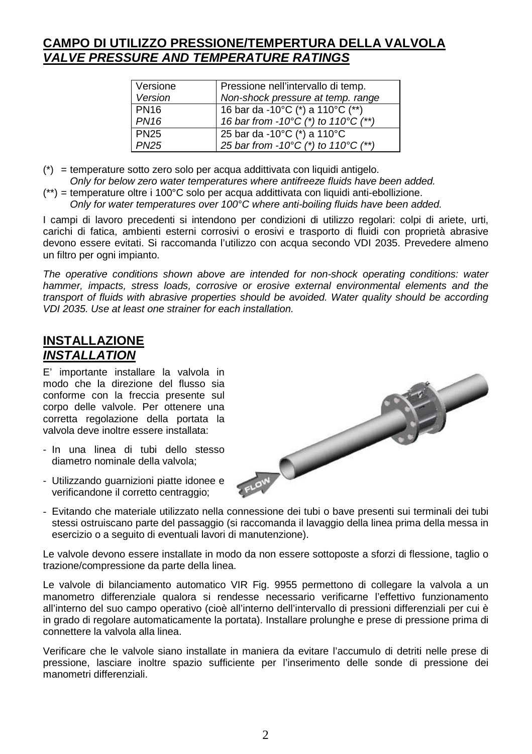## **CAMPO DI UTILIZZO PRESSIONE/TEMPERTURA DELLA VALVOLA**
## ***VALVE PRESSURE AND TEMPERATURE RATINGS***

| Versione<br>*Version* | Pressione nell'intervallo di temp.<br>*Non-shock pressure at temp. range* |
|---|---|
| PN16<br>*PN16* | 16 bar da -10°C (*) a 110°C (**)<br>*16 bar from -10°C (*) to 110°C (**)* |
| PN25<br>*PN25* | 25 bar da -10°C (*) a 110°C<br>*25 bar from -10°C (*) to 110°C (**)* |

(*) = temperature sotto zero solo per acqua addittivata con liquidi antigelo.
*Only for below zero water temperatures where antifreeze fluids have been added.*
(**) = temperature oltre i 100°C solo per acqua addittivata con liquidi anti-ebollizione.
*Only for water temperatures over 100°C where anti-boiling fluids have been added.*

I campi di lavoro precedenti si intendono per condizioni di utilizzo regolari: colpi di ariete, urti, carichi di fatica, ambienti esterni corrosivi o erosivi e trasporto di fluidi con proprietà abrasive devono essere evitati. Si raccomanda l'utilizzo con acqua secondo VDI 2035. Prevedere almeno un filtro per ogni impianto.

*The operative conditions shown above are intended for non-shock operating conditions: water hammer, impacts, stress loads, corrosive or erosive external environmental elements and the transport of fluids with abrasive properties should be avoided. Water quality should be according VDI 2035. Use at least one strainer for each installation.*

## **INSTALLAZIONE**
## ***INSTALLATION***

E' importante installare la valvola in modo che la direzione del flusso sia conforme con la freccia presente sul corpo delle valvole. Per ottenere una corretta regolazione della portata la valvola deve inoltre essere installata:

- In una linea di tubi dello stesso diametro nominale della valvola;
- Utilizzando guarnizioni piatte idonee e verificandone il corretto centraggio;
- Evitando che materiale utilizzato nella connessione dei tubi o bave presenti sui terminali dei tubi stessi ostruiscano parte del passaggio (si raccomanda il lavaggio della linea prima della messa in esercizio o a seguito di eventuali lavori di manutenzione).

Le valvole devono essere installate in modo da non essere sottoposte a sforzi di flessione, taglio o trazione/compressione da parte della linea.

Le valvole di bilanciamento automatico VIR Fig. 9955 permettono di collegare la valvola a un manometro differenziale qualora si rendesse necessario verificarne l'effettivo funzionamento all'interno del suo campo operativo (cioè all'interno dell'intervallo di pressioni differenziali per cui è in grado di regolare automaticamente la portata). Installare prolunghe e prese di pressione prima di connettere la valvola alla linea.

Verificare che le valvole siano installate in maniera da evitare l'accumulo di detriti nelle prese di pressione, lasciare inoltre spazio sufficiente per l'inserimento delle sonde di pressione dei manometri differenziali.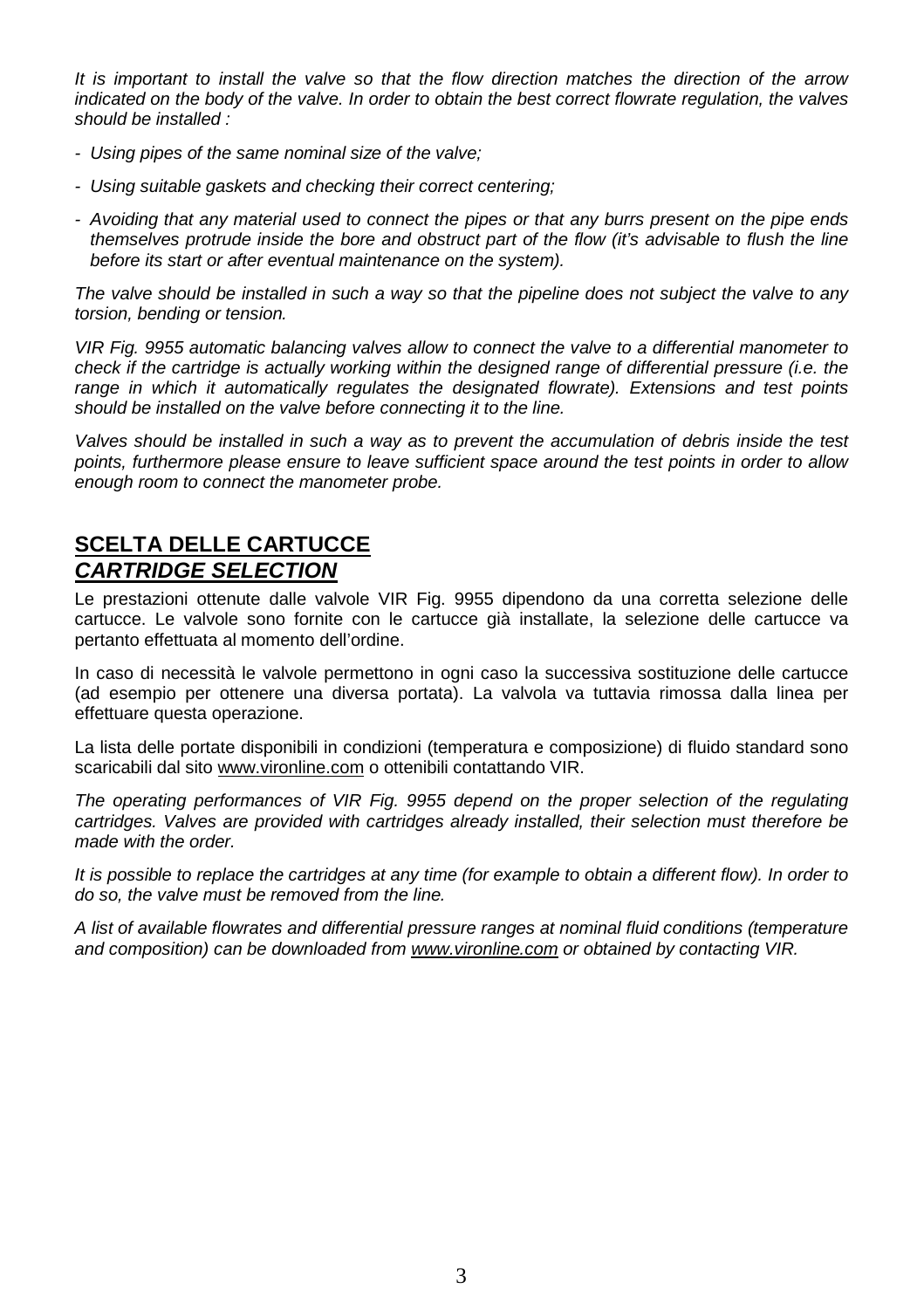*It is important to install the valve so that the flow direction matches the direction of the arrow indicated on the body of the valve. In order to obtain the best correct flowrate regulation, the valves should be installed :*

- *Using pipes of the same nominal size of the valve;*
- *Using suitable gaskets and checking their correct centering;*
- *Avoiding that any material used to connect the pipes or that any burrs present on the pipe ends themselves protrude inside the bore and obstruct part of the flow (it's advisable to flush the line before its start or after eventual maintenance on the system).*

*The valve should be installed in such a way so that the pipeline does not subject the valve to any torsion, bending or tension.*

*VIR Fig. 9955 automatic balancing valves allow to connect the valve to a differential manometer to check if the cartridge is actually working within the designed range of differential pressure (i.e. the range in which it automatically regulates the designated flowrate). Extensions and test points should be installed on the valve before connecting it to the line.*

*Valves should be installed in such a way as to prevent the accumulation of debris inside the test points, furthermore please ensure to leave sufficient space around the test points in order to allow enough room to connect the manometer probe.*

## SCELTA DELLE CARTUCCE
## *CARTRIDGE SELECTION*

Le prestazioni ottenute dalle valvole VIR Fig. 9955 dipendono da una corretta selezione delle cartucce. Le valvole sono fornite con le cartucce già installate, la selezione delle cartucce va pertanto effettuata al momento dell'ordine.

In caso di necessità le valvole permettono in ogni caso la successiva sostituzione delle cartucce (ad esempio per ottenere una diversa portata). La valvola va tuttavia rimossa dalla linea per effettuare questa operazione.

La lista delle portate disponibili in condizioni (temperatura e composizione) di fluido standard sono scaricabili dal sito www.vironline.com o ottenibili contattando VIR.

*The operating performances of VIR Fig. 9955 depend on the proper selection of the regulating cartridges. Valves are provided with cartridges already installed, their selection must therefore be made with the order.*

*It is possible to replace the cartridges at any time (for example to obtain a different flow). In order to do so, the valve must be removed from the line.*

*A list of available flowrates and differential pressure ranges at nominal fluid conditions (temperature and composition) can be downloaded from www.vironline.com or obtained by contacting VIR.*